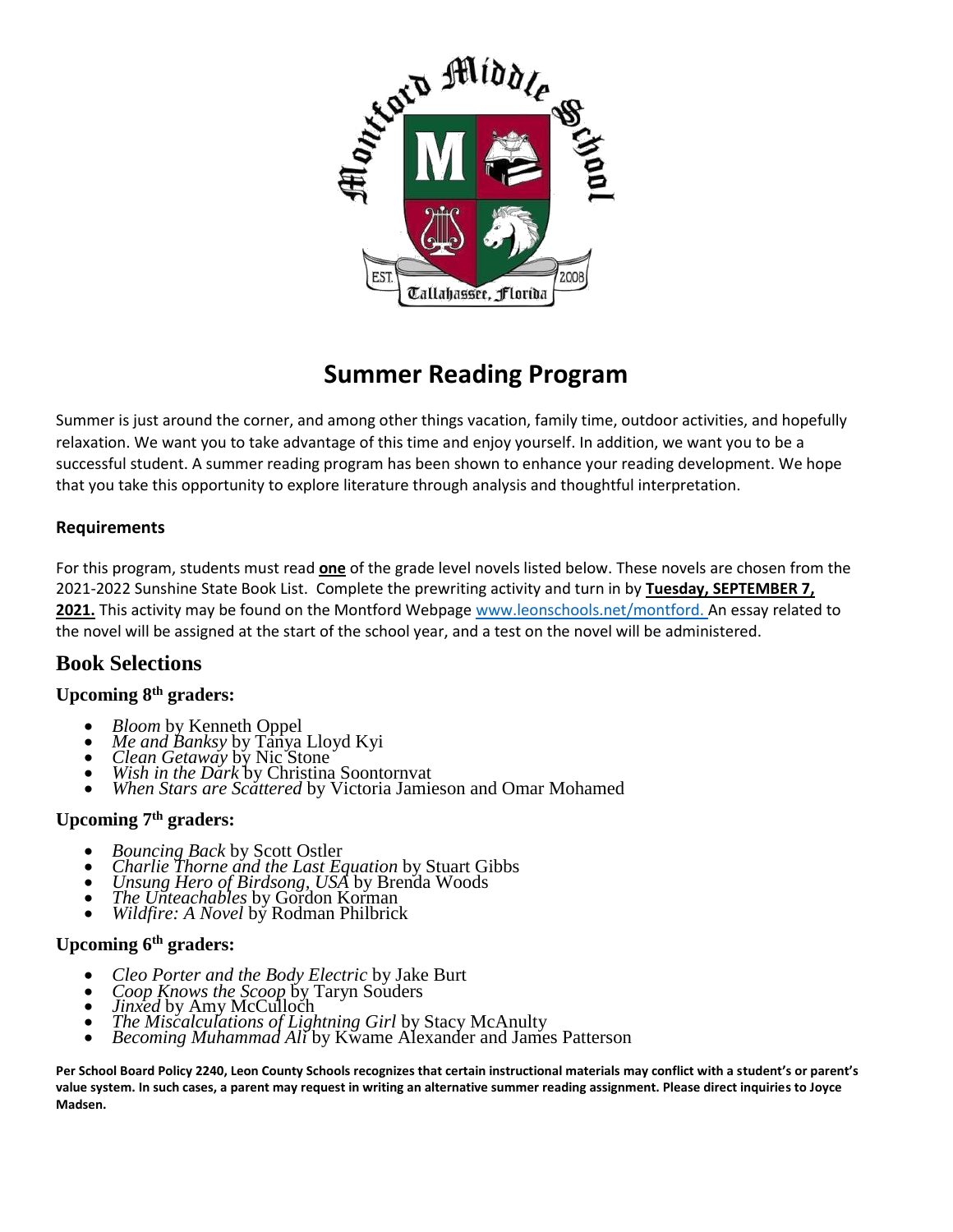# Summer Reading Program

Summer is just around the corner, and among other things vacation, family time, outdoor activities, and hopefully relaxation. We want you to take advantage of this time and enjoy yourself. In addition, we want you to be a successful student. A summer reading program has been shown to enhance your reading development. We hope that you take this opportunity to explore literature through analysis and thoughtful interpretation.

### Requirements

For this program, students must read **one** of the grade level novels listed below. These novels are chosen from the 2021-2022 Sunshine State Book List. Complete the prewriting activity and turn in by **Tuesday, SEPTEMBER 7, 2021.** This activity may be found on the Montford Webpage www.leonschools.net/montford. An essay related to the novel will be assigned at the start of the school year, and a test on the novel will be administered.

## Book Selections

### Upcoming 8th graders:

- *Bloom* by Kenneth Oppel
- *Me and Banksy* by Tanya Lloyd Kyi
- *Clean Getaway* by Nic Stone
- *Wish in the Dark* by Christina Soontornvat
- *When Stars are Scattered* by Victoria Jamieson and Omar Mohamed

### Upcoming 7th graders:

- *Bouncing Back* by Scott Ostler
- *Charlie Thorne and the Last Equation* by Stuart Gibbs
- *Unsung Hero of Birdsong, USA* by Brenda Woods
- *The Unteachables* by Gordon Korman
- *Wildfire: A Novel* by Rodman Philbrick

### Upcoming 6th graders:

- *Cleo Porter and the Body Electric* by Jake Burt
- *Coop Knows the Scoop* by Taryn Souders
- *Jinxed* by Amy McCulloch
- *The Miscalculations of Lightning Girl* by Stacy McAnulty
- *Becoming Muhammad Ali* by Kwame Alexander and James Patterson

**Per School Board Policy 2240, Leon County Schools recognizes that certain instructional materials may conflict with a student's or parent's value system. In such cases, a parent may request in writing an alternative summer reading assignment. Please direct inquiries to Joyce Madsen.**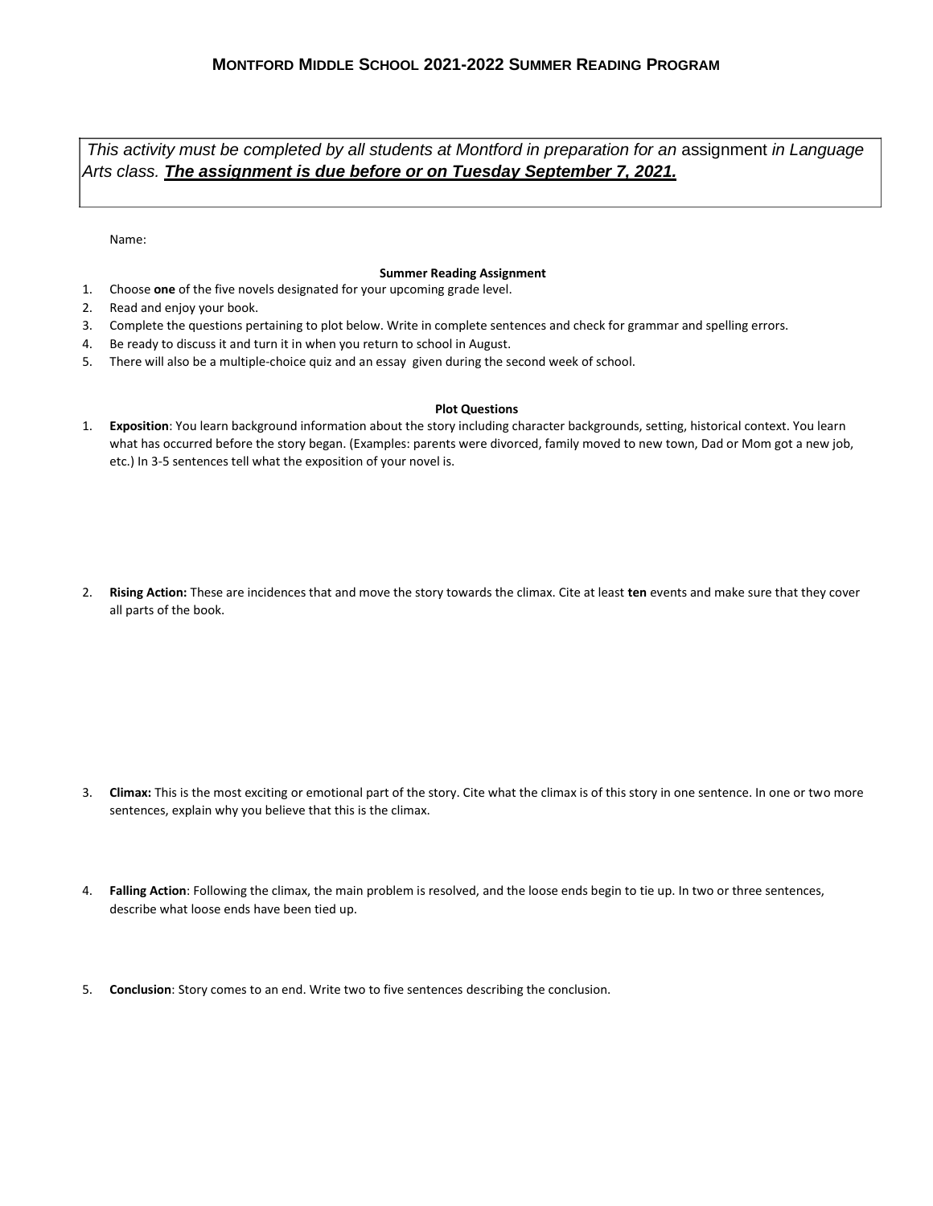## MONTFORD MIDDLE SCHOOL 2021-2022 SUMMER READING PROGRAM

*This activity must be completed by all students at Montford in preparation for an* assignment *in Language Arts class.* ***The assignment is due before or on Tuesday September 7, 2021.***

Name:

**Summer Reading Assignment**

1. Choose **one** of the five novels designated for your upcoming grade level.
2. Read and enjoy your book.
3. Complete the questions pertaining to plot below. Write in complete sentences and check for grammar and spelling errors.
4. Be ready to discuss it and turn it in when you return to school in August.
5. There will also be a multiple-choice quiz and an essay given during the second week of school.

**Plot Questions**

1. **Exposition**: You learn background information about the story including character backgrounds, setting, historical context. You learn what has occurred before the story began. (Examples: parents were divorced, family moved to new town, Dad or Mom got a new job, etc.) In 3-5 sentences tell what the exposition of your novel is.

2. **Rising Action:** These are incidences that and move the story towards the climax. Cite at least **ten** events and make sure that they cover all parts of the book.

3. **Climax:** This is the most exciting or emotional part of the story. Cite what the climax is of this story in one sentence. In one or two more sentences, explain why you believe that this is the climax.

4. **Falling Action**: Following the climax, the main problem is resolved, and the loose ends begin to tie up. In two or three sentences, describe what loose ends have been tied up.

5. **Conclusion**: Story comes to an end. Write two to five sentences describing the conclusion.